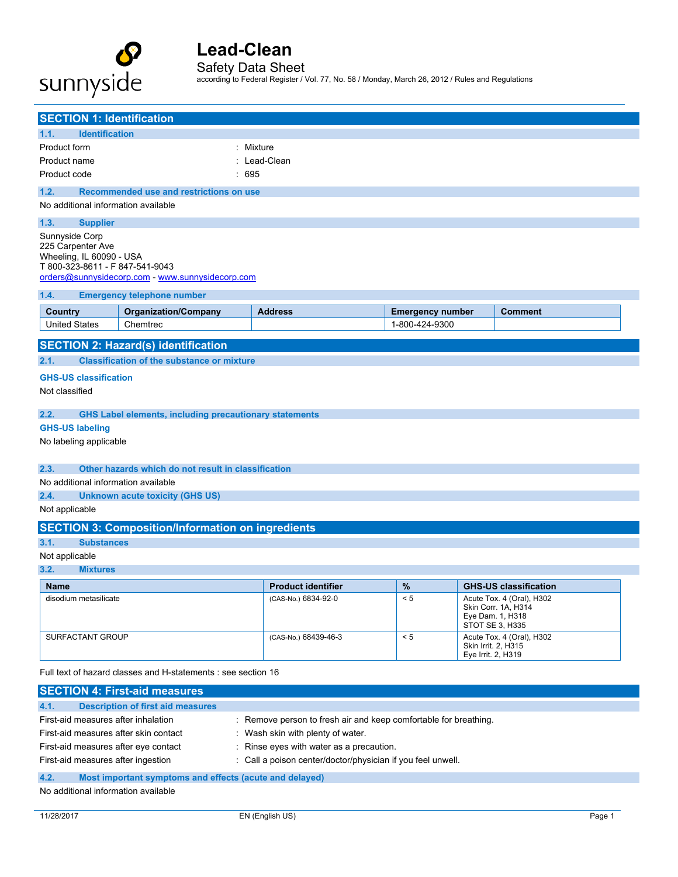# Lead-Clean

Safety Data Sheet

according to Federal Register / Vol. 77, No. 58 / Monday, March 26, 2012 / Rules and Regulations

## SECTION 1: Identification

### 1.1. Identification

Product form : Mixture

Product name : Lead-Clean

Product code : 695

### 1.2. Recommended use and restrictions on use

No additional information available

### 1.3. Supplier

Sunnyside Corp
225 Carpenter Ave
Wheeling, IL 60090 - USA
T 800-323-8611 - F 847-541-9043
orders@sunnysidecorp.com - www.sunnysidecorp.com

### 1.4. Emergency telephone number

| Country | Organization/Company | Address | Emergency number | Comment |
|---|---|---|---|---|
| United States | Chemtrec | | 1-800-424-9300 | |

## SECTION 2: Hazard(s) identification

### 2.1. Classification of the substance or mixture

**GHS-US classification**

Not classified

### 2.2. GHS Label elements, including precautionary statements

**GHS-US labeling**

No labeling applicable

### 2.3. Other hazards which do not result in classification

No additional information available

### 2.4. Unknown acute toxicity (GHS US)

Not applicable

## SECTION 3: Composition/Information on ingredients

### 3.1. Substances

Not applicable

### 3.2. Mixtures

| Name | Product identifier | % | GHS-US classification |
|---|---|---|---|
| disodium metasilicate | (CAS-No.) 6834-92-0 | < 5 | Acute Tox. 4 (Oral), H302<br>Skin Corr. 1A, H314<br>Eye Dam. 1, H318<br>STOT SE 3, H335 |
| SURFACTANT GROUP | (CAS-No.) 68439-46-3 | < 5 | Acute Tox. 4 (Oral), H302<br>Skin Irrit. 2, H315<br>Eye Irrit. 2, H319 |

Full text of hazard classes and H-statements : see section 16

## SECTION 4: First-aid measures

### 4.1. Description of first aid measures

First-aid measures after inhalation : Remove person to fresh air and keep comfortable for breathing.

First-aid measures after skin contact : Wash skin with plenty of water.

First-aid measures after eye contact : Rinse eyes with water as a precaution.

First-aid measures after ingestion : Call a poison center/doctor/physician if you feel unwell.

### 4.2. Most important symptoms and effects (acute and delayed)

No additional information available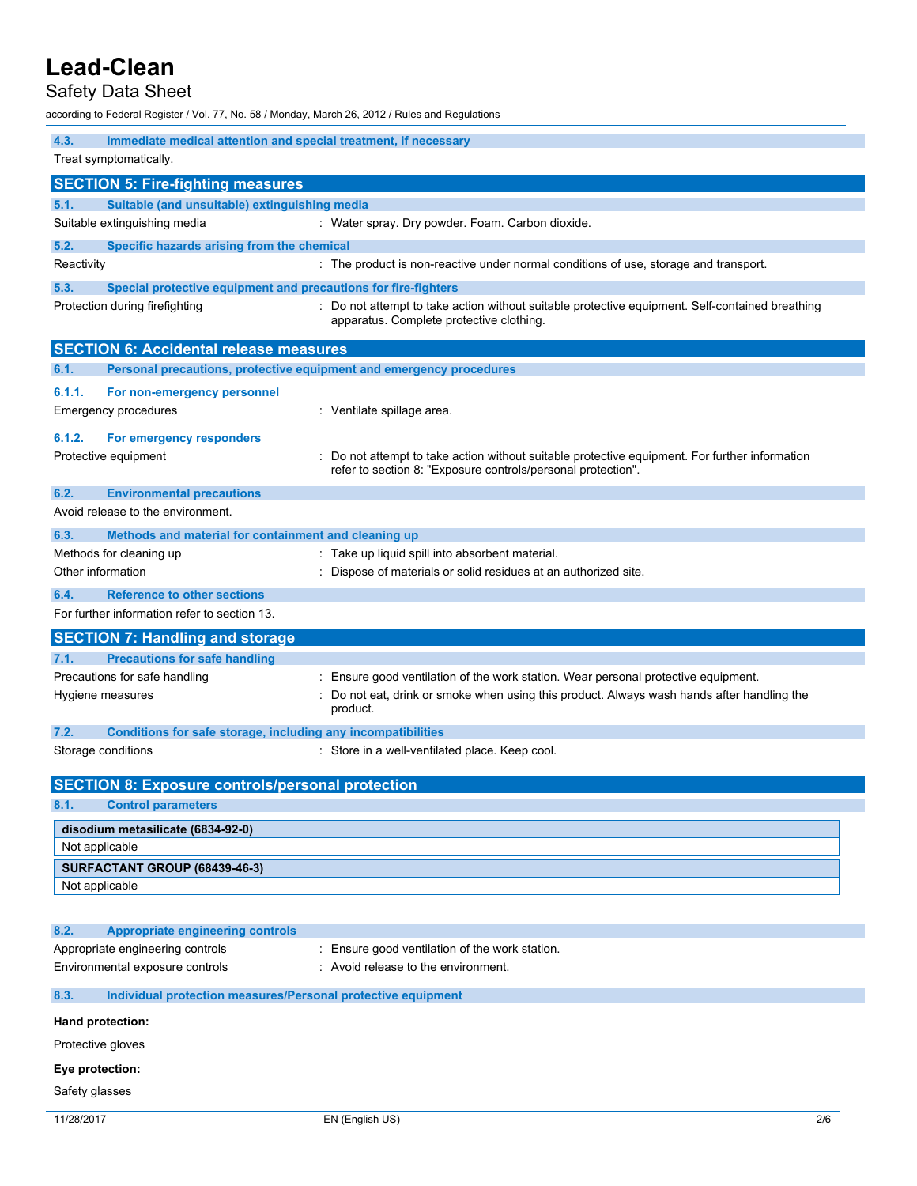### 4.3. Immediate medical attention and special treatment, if necessary

Treat symptomatically.

## SECTION 5: Fire-fighting measures

### 5.1. Suitable (and unsuitable) extinguishing media

Suitable extinguishing media : Water spray. Dry powder. Foam. Carbon dioxide.

### 5.2. Specific hazards arising from the chemical

Reactivity : The product is non-reactive under normal conditions of use, storage and transport.

### 5.3. Special protective equipment and precautions for fire-fighters

Protection during firefighting : Do not attempt to take action without suitable protective equipment. Self-contained breathing apparatus. Complete protective clothing.

## SECTION 6: Accidental release measures

### 6.1. Personal precautions, protective equipment and emergency procedures

#### 6.1.1. For non-emergency personnel

Emergency procedures : Ventilate spillage area.

#### 6.1.2. For emergency responders

Protective equipment : Do not attempt to take action without suitable protective equipment. For further information refer to section 8: "Exposure controls/personal protection".

### 6.2. Environmental precautions

Avoid release to the environment.

### 6.3. Methods and material for containment and cleaning up

Methods for cleaning up : Take up liquid spill into absorbent material.

Other information : Dispose of materials or solid residues at an authorized site.

### 6.4. Reference to other sections

For further information refer to section 13.

## SECTION 7: Handling and storage

### 7.1. Precautions for safe handling

Precautions for safe handling : Ensure good ventilation of the work station. Wear personal protective equipment.

Hygiene measures : Do not eat, drink or smoke when using this product. Always wash hands after handling the product.

### 7.2. Conditions for safe storage, including any incompatibilities

Storage conditions : Store in a well-ventilated place. Keep cool.

## SECTION 8: Exposure controls/personal protection

### 8.1. Control parameters

| **disodium metasilicate (6834-92-0)** |
|---|
| Not applicable |

| **SURFACTANT GROUP (68439-46-3)** |
|---|
| Not applicable |

### 8.2. Appropriate engineering controls

Appropriate engineering controls : Ensure good ventilation of the work station.

Environmental exposure controls : Avoid release to the environment.

### 8.3. Individual protection measures/Personal protective equipment

**Hand protection:**

Protective gloves

**Eye protection:**

Safety glasses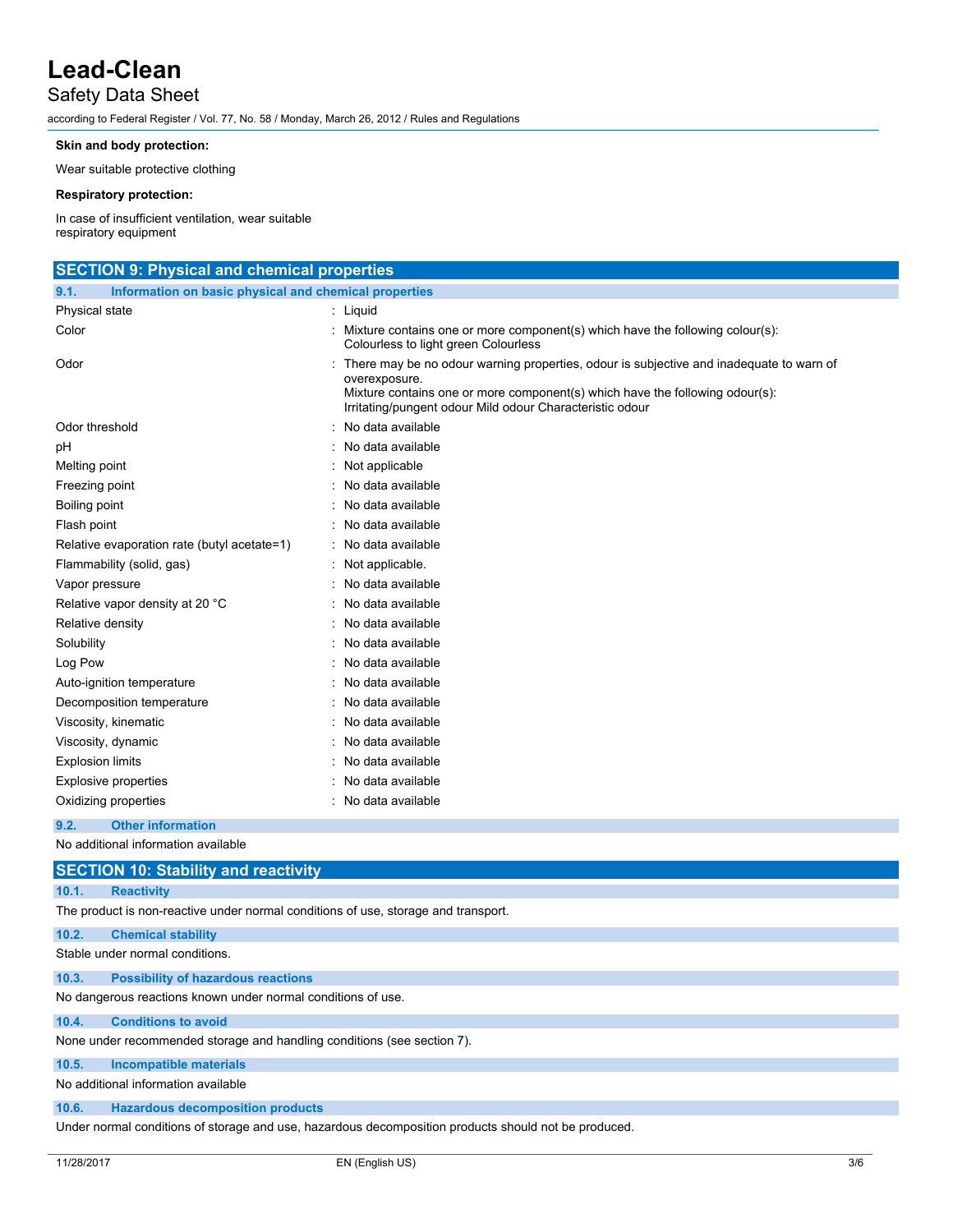**Skin and body protection:**

Wear suitable protective clothing

**Respiratory protection:**

In case of insufficient ventilation, wear suitable respiratory equipment

## SECTION 9: Physical and chemical properties

### 9.1. Information on basic physical and chemical properties

| Property | Value |
|---|---|
| Physical state | : Liquid |
| Color | : Mixture contains one or more component(s) which have the following colour(s): Colourless to light green Colourless |
| Odor | : There may be no odour warning properties, odour is subjective and inadequate to warn of overexposure. Mixture contains one or more component(s) which have the following odour(s): Irritating/pungent odour Mild odour Characteristic odour |
| Odor threshold | : No data available |
| pH | : No data available |
| Melting point | : Not applicable |
| Freezing point | : No data available |
| Boiling point | : No data available |
| Flash point | : No data available |
| Relative evaporation rate (butyl acetate=1) | : No data available |
| Flammability (solid, gas) | : Not applicable. |
| Vapor pressure | : No data available |
| Relative vapor density at 20 °C | : No data available |
| Relative density | : No data available |
| Solubility | : No data available |
| Log Pow | : No data available |
| Auto-ignition temperature | : No data available |
| Decomposition temperature | : No data available |
| Viscosity, kinematic | : No data available |
| Viscosity, dynamic | : No data available |
| Explosion limits | : No data available |
| Explosive properties | : No data available |
| Oxidizing properties | : No data available |

### 9.2. Other information

No additional information available

## SECTION 10: Stability and reactivity

### 10.1. Reactivity

The product is non-reactive under normal conditions of use, storage and transport.

### 10.2. Chemical stability

Stable under normal conditions.

### 10.3. Possibility of hazardous reactions

No dangerous reactions known under normal conditions of use.

### 10.4. Conditions to avoid

None under recommended storage and handling conditions (see section 7).

### 10.5. Incompatible materials

No additional information available

### 10.6. Hazardous decomposition products

Under normal conditions of storage and use, hazardous decomposition products should not be produced.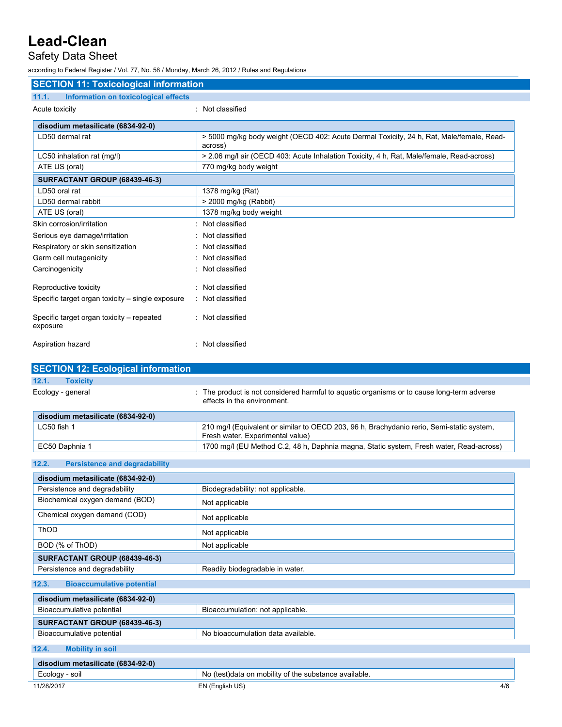## SECTION 11: Toxicological information

### 11.1. Information on toxicological effects

Acute toxicity : Not classified

| disodium metasilicate (6834-92-0) | |
|---|---|
| LD50 dermal rat | > 5000 mg/kg body weight (OECD 402: Acute Dermal Toxicity, 24 h, Rat, Male/female, Read-across) |
| LC50 inhalation rat (mg/l) | > 2.06 mg/l air (OECD 403: Acute Inhalation Toxicity, 4 h, Rat, Male/female, Read-across) |
| ATE US (oral) | 770 mg/kg body weight |

| SURFACTANT GROUP (68439-46-3) | |
|---|---|
| LD50 oral rat | 1378 mg/kg (Rat) |
| LD50 dermal rabbit | > 2000 mg/kg (Rabbit) |
| ATE US (oral) | 1378 mg/kg body weight |

Skin corrosion/irritation : Not classified

Serious eye damage/irritation : Not classified

Respiratory or skin sensitization : Not classified

Germ cell mutagenicity : Not classified

Carcinogenicity : Not classified

Reproductive toxicity : Not classified

Specific target organ toxicity – single exposure : Not classified

Specific target organ toxicity – repeated exposure : Not classified

Aspiration hazard : Not classified

## SECTION 12: Ecological information

### 12.1. Toxicity

Ecology - general : The product is not considered harmful to aquatic organisms or to cause long-term adverse effects in the environment.

| disodium metasilicate (6834-92-0) | |
|---|---|
| LC50 fish 1 | 210 mg/l (Equivalent or similar to OECD 203, 96 h, Brachydanio rerio, Semi-static system, Fresh water, Experimental value) |
| EC50 Daphnia 1 | 1700 mg/l (EU Method C.2, 48 h, Daphnia magna, Static system, Fresh water, Read-across) |

### 12.2. Persistence and degradability

| disodium metasilicate (6834-92-0) | |
|---|---|
| Persistence and degradability | Biodegradability: not applicable. |
| Biochemical oxygen demand (BOD) | Not applicable |
| Chemical oxygen demand (COD) | Not applicable |
| ThOD | Not applicable |
| BOD (% of ThOD) | Not applicable |

| SURFACTANT GROUP (68439-46-3) | |
|---|---|
| Persistence and degradability | Readily biodegradable in water. |

### 12.3. Bioaccumulative potential

| disodium metasilicate (6834-92-0) | |
|---|---|
| Bioaccumulative potential | Bioaccumulation: not applicable. |

| SURFACTANT GROUP (68439-46-3) | |
|---|---|
| Bioaccumulative potential | No bioaccumulation data available. |

### 12.4. Mobility in soil

| disodium metasilicate (6834-92-0) | |
|---|---|
| Ecology - soil | No (test)data on mobility of the substance available. |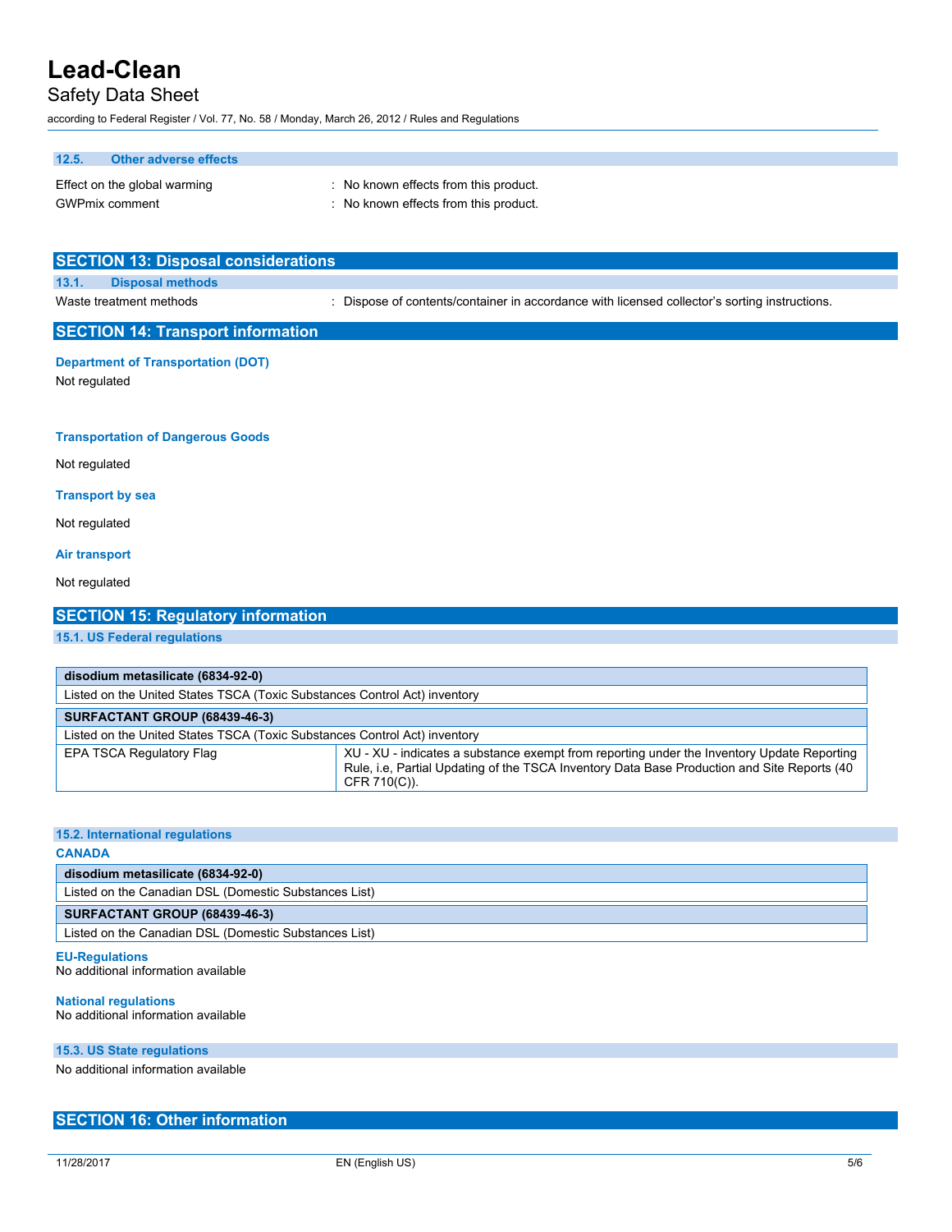### 12.5. Other adverse effects

Effect on the global warming : No known effects from this product.

GWPmix comment : No known effects from this product.

## SECTION 13: Disposal considerations

### 13.1. Disposal methods

Waste treatment methods : Dispose of contents/container in accordance with licensed collector's sorting instructions.

## SECTION 14: Transport information

**Department of Transportation (DOT)**

Not regulated

**Transportation of Dangerous Goods**

Not regulated

**Transport by sea**

Not regulated

**Air transport**

Not regulated

## SECTION 15: Regulatory information

### 15.1. US Federal regulations

| **disodium metasilicate (6834-92-0)** | |
|---|---|
| Listed on the United States TSCA (Toxic Substances Control Act) inventory | |
| **SURFACTANT GROUP (68439-46-3)** | |
| Listed on the United States TSCA (Toxic Substances Control Act) inventory | |
| EPA TSCA Regulatory Flag | XU - XU - indicates a substance exempt from reporting under the Inventory Update Reporting Rule, i.e, Partial Updating of the TSCA Inventory Data Base Production and Site Reports (40 CFR 710(C)). |

### 15.2. International regulations

**CANADA**

| **disodium metasilicate (6834-92-0)** |
|---|
| Listed on the Canadian DSL (Domestic Substances List) |
| **SURFACTANT GROUP (68439-46-3)** |
| Listed on the Canadian DSL (Domestic Substances List) |

**EU-Regulations**

No additional information available

**National regulations**

No additional information available

### 15.3. US State regulations

No additional information available

## SECTION 16: Other information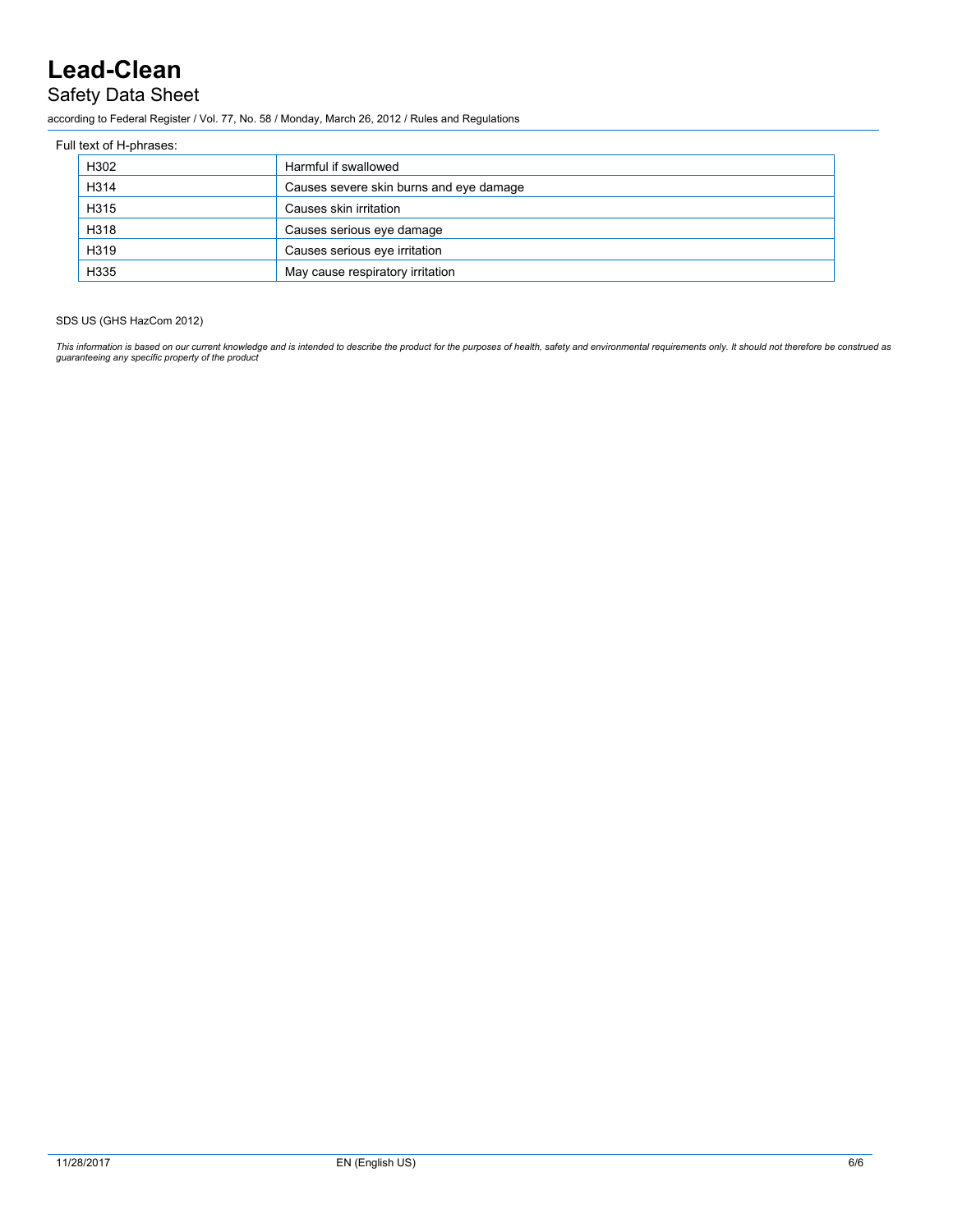Full text of H-phrases:

| | |
|---|---|
| H302 | Harmful if swallowed |
| H314 | Causes severe skin burns and eye damage |
| H315 | Causes skin irritation |
| H318 | Causes serious eye damage |
| H319 | Causes serious eye irritation |
| H335 | May cause respiratory irritation |

SDS US (GHS HazCom 2012)

*This information is based on our current knowledge and is intended to describe the product for the purposes of health, safety and environmental requirements only. It should not therefore be construed as guaranteeing any specific property of the product*